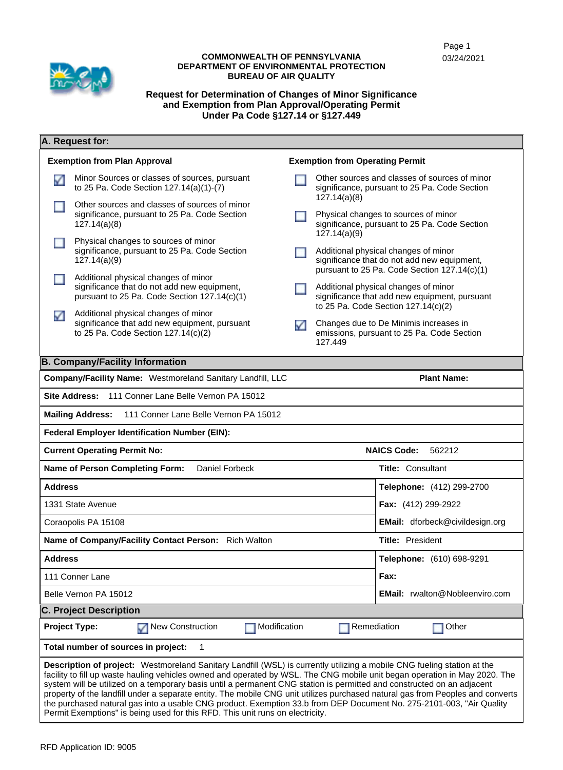COMMONWEALTH OF PENNSYLVANIA
DEPARTMENT OF ENVIRONMENTAL PROTECTION
BUREAU OF AIR QUALITY

03/24/2021

# Request for Determination of Changes of Minor Significance and Exemption from Plan Approval/Operating Permit Under Pa Code §127.14 or §127.449

## A. Request for:

**Exemption from Plan Approval**

- [x] Minor Sources or classes of sources, pursuant to 25 Pa. Code Section 127.14(a)(1)-(7)
- [ ] Other sources and classes of sources of minor significance, pursuant to 25 Pa. Code Section 127.14(a)(8)
- [ ] Physical changes to sources of minor significance, pursuant to 25 Pa. Code Section 127.14(a)(9)
- [ ] Additional physical changes of minor significance that do not add new equipment, pursuant to 25 Pa. Code Section 127.14(c)(1)
- [x] Additional physical changes of minor significance that add new equipment, pursuant to 25 Pa. Code Section 127.14(c)(2)

**Exemption from Operating Permit**

- [ ] Other sources and classes of sources of minor significance, pursuant to 25 Pa. Code Section 127.14(a)(8)
- [ ] Physical changes to sources of minor significance, pursuant to 25 Pa. Code Section 127.14(a)(9)
- [ ] Additional physical changes of minor significance that do not add new equipment, pursuant to 25 Pa. Code Section 127.14(c)(1)
- [ ] Additional physical changes of minor significance that add new equipment, pursuant to 25 Pa. Code Section 127.14(c)(2)
- [x] Changes due to De Minimis increases in emissions, pursuant to 25 Pa. Code Section 127.449

## B. Company/Facility Information

**Company/Facility Name:** Westmoreland Sanitary Landfill, LLC **Plant Name:**

**Site Address:** 111 Conner Lane Belle Vernon PA 15012

**Mailing Address:** 111 Conner Lane Belle Vernon PA 15012

**Federal Employer Identification Number (EIN):**

**Current Operating Permit No:** **NAICS Code:** 562212

**Name of Person Completing Form:** Daniel Forbeck **Title:** Consultant

| **Address** | **Telephone:** (412) 299-2700 |
|---|---|
| 1331 State Avenue | **Fax:** (412) 299-2922 |
| Coraopolis PA 15108 | **EMail:** dforbeck@civildesign.org |

**Name of Company/Facility Contact Person:** Rich Walton **Title:** President

| **Address** | **Telephone:** (610) 698-9291 |
|---|---|
| 111 Conner Lane | **Fax:** |
| Belle Vernon PA 15012 | **EMail:** rwalton@Nobleenviro.com |

## C. Project Description

**Project Type:** [x] New Construction [ ] Modification [ ] Remediation [ ] Other

**Total number of sources in project:** 1

**Description of project:** Westmoreland Sanitary Landfill (WSL) is currently utilizing a mobile CNG fueling station at the facility to fill up waste hauling vehicles owned and operated by WSL. The CNG mobile unit began operation in May 2020. The system will be utilized on a temporary basis until a permanent CNG station is permitted and constructed on an adjacent property of the landfill under a separate entity. The mobile CNG unit utilizes purchased natural gas from Peoples and converts the purchased natural gas into a usable CNG product. Exemption 33.b from DEP Document No. 275-2101-003, "Air Quality Permit Exemptions" is being used for this RFD. This unit runs on electricity.

RFD Application ID: 9005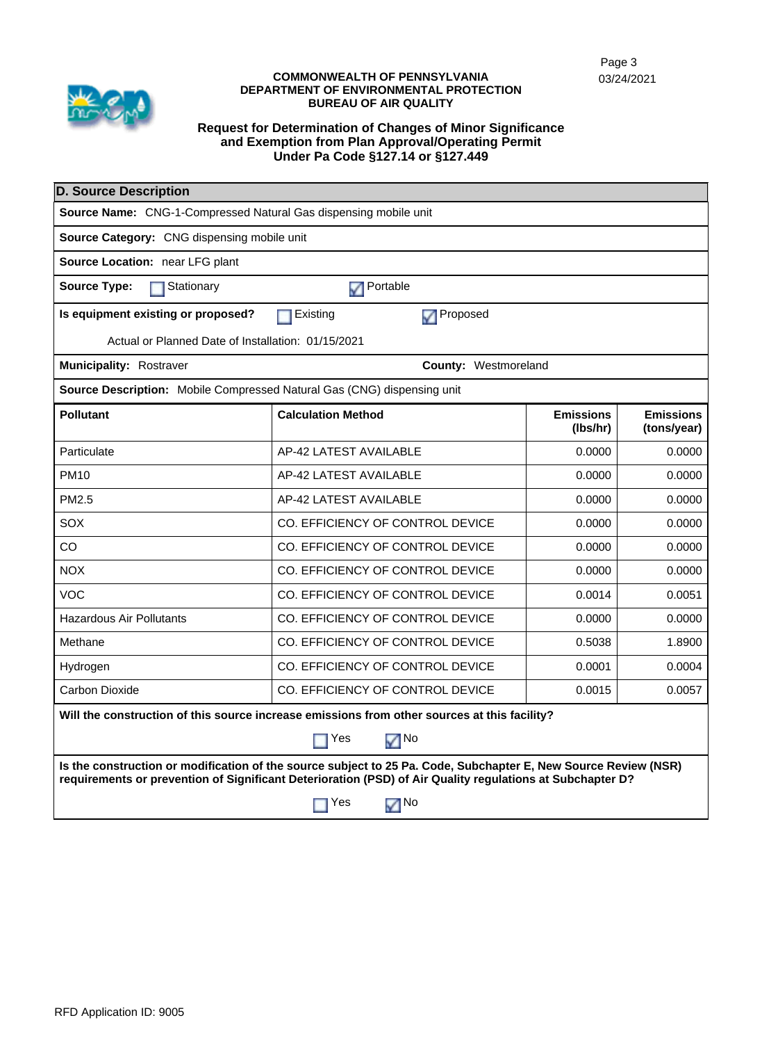**COMMONWEALTH OF PENNSYLVANIA**
**DEPARTMENT OF ENVIRONMENTAL PROTECTION**
**BUREAU OF AIR QUALITY**

**Request for Determination of Changes of Minor Significance and Exemption from Plan Approval/Operating Permit Under Pa Code §127.14 or §127.449**

## D. Source Description

**Source Name:** CNG-1-Compressed Natural Gas dispensing mobile unit

**Source Category:** CNG dispensing mobile unit

**Source Location:** near LFG plant

**Source Type:** ☐ Stationary ☑ Portable

**Is equipment existing or proposed?** ☐ Existing ☑ Proposed

Actual or Planned Date of Installation: 01/15/2021

**Municipality:** Rostraver **County:** Westmoreland

**Source Description:** Mobile Compressed Natural Gas (CNG) dispensing unit

| Pollutant | Calculation Method | Emissions (lbs/hr) | Emissions (tons/year) |
|---|---|---|---|
| Particulate | AP-42 LATEST AVAILABLE | 0.0000 | 0.0000 |
| PM10 | AP-42 LATEST AVAILABLE | 0.0000 | 0.0000 |
| PM2.5 | AP-42 LATEST AVAILABLE | 0.0000 | 0.0000 |
| SOX | CO. EFFICIENCY OF CONTROL DEVICE | 0.0000 | 0.0000 |
| CO | CO. EFFICIENCY OF CONTROL DEVICE | 0.0000 | 0.0000 |
| NOX | CO. EFFICIENCY OF CONTROL DEVICE | 0.0000 | 0.0000 |
| VOC | CO. EFFICIENCY OF CONTROL DEVICE | 0.0014 | 0.0051 |
| Hazardous Air Pollutants | CO. EFFICIENCY OF CONTROL DEVICE | 0.0000 | 0.0000 |
| Methane | CO. EFFICIENCY OF CONTROL DEVICE | 0.5038 | 1.8900 |
| Hydrogen | CO. EFFICIENCY OF CONTROL DEVICE | 0.0001 | 0.0004 |
| Carbon Dioxide | CO. EFFICIENCY OF CONTROL DEVICE | 0.0015 | 0.0057 |

**Will the construction of this source increase emissions from other sources at this facility?**

☐ Yes ☑ No

**Is the construction or modification of the source subject to 25 Pa. Code, Subchapter E, New Source Review (NSR) requirements or prevention of Significant Deterioration (PSD) of Air Quality regulations at Subchapter D?**

☐ Yes ☑ No

RFD Application ID: 9005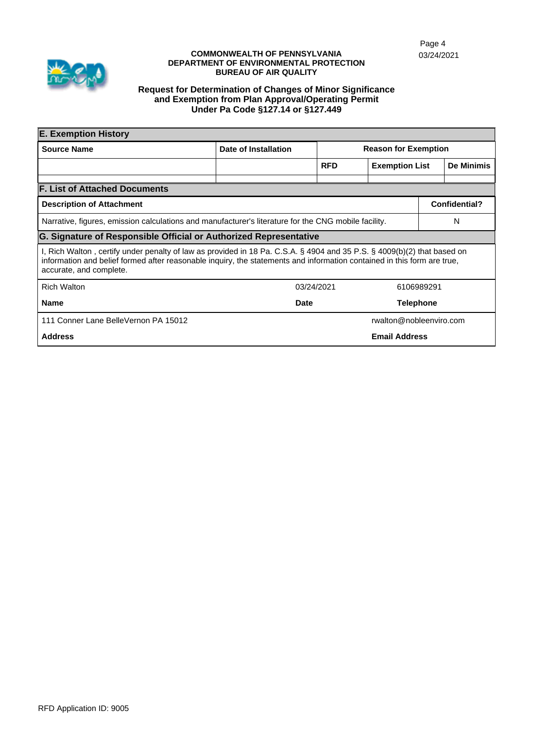**COMMONWEALTH OF PENNSYLVANIA**
**DEPARTMENT OF ENVIRONMENTAL PROTECTION**
**BUREAU OF AIR QUALITY**

03/24/2021

## Request for Determination of Changes of Minor Significance and Exemption from Plan Approval/Operating Permit Under Pa Code §127.14 or §127.449

### E. Exemption History

| Source Name | Date of Installation | Reason for Exemption | | |
|---|---|---|---|---|
| | | RFD | Exemption List | De Minimis |
| | | | | |

### F. List of Attached Documents

| Description of Attachment | Confidential? |
|---|---|
| Narrative, figures, emission calculations and manufacturer's literature for the CNG mobile facility. | N |

### G. Signature of Responsible Official or Authorized Representative

I, Rich Walton , certify under penalty of law as provided in 18 Pa. C.S.A. § 4904 and 35 P.S. § 4009(b)(2) that based on information and belief formed after reasonable inquiry, the statements and information contained in this form are true, accurate, and complete.

| Name | Date | Telephone |
|---|---|---|
| Rich Walton | 03/24/2021 | 6106989291 |

| Address | Email Address |
|---|---|
| 111 Conner Lane BelleVernon PA 15012 | rwalton@nobleenviro.com |

RFD Application ID: 9005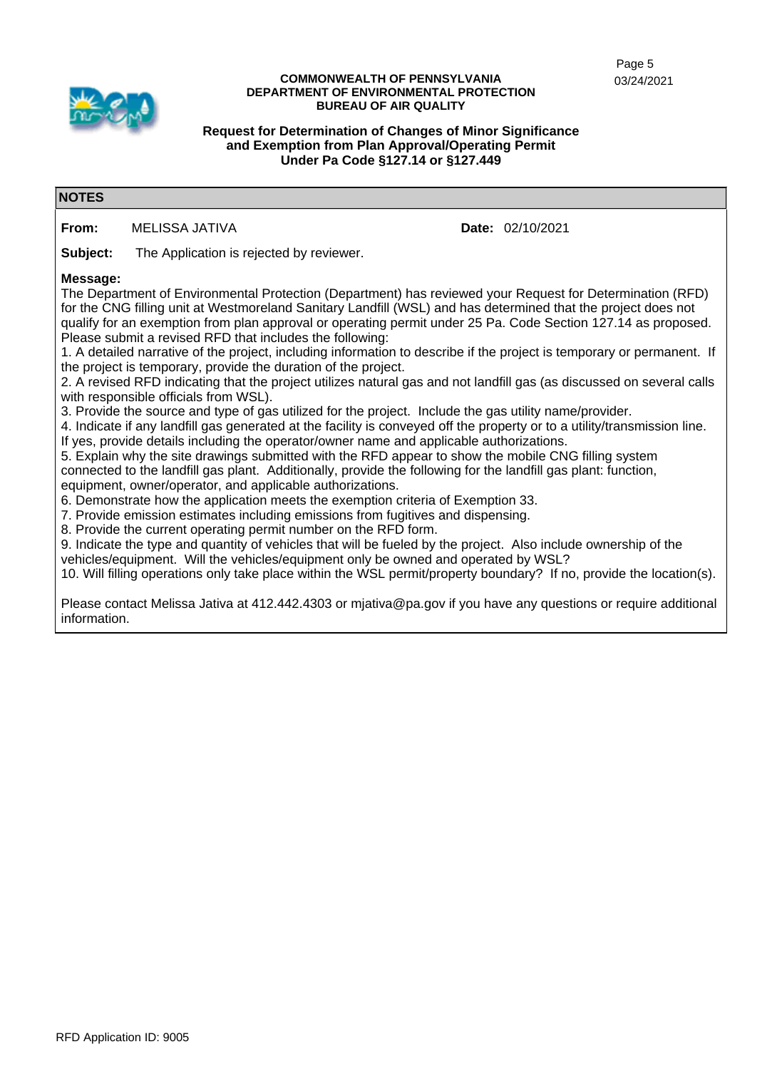**COMMONWEALTH OF PENNSYLVANIA**
**DEPARTMENT OF ENVIRONMENTAL PROTECTION**
**BUREAU OF AIR QUALITY**

**Request for Determination of Changes of Minor Significance and Exemption from Plan Approval/Operating Permit Under Pa Code §127.14 or §127.449**

## NOTES

**From:** MELISSA JATIVA **Date:** 02/10/2021

**Subject:** The Application is rejected by reviewer.

**Message:**

The Department of Environmental Protection (Department) has reviewed your Request for Determination (RFD) for the CNG filling unit at Westmoreland Sanitary Landfill (WSL) and has determined that the project does not qualify for an exemption from plan approval or operating permit under 25 Pa. Code Section 127.14 as proposed. Please submit a revised RFD that includes the following:

1. A detailed narrative of the project, including information to describe if the project is temporary or permanent. If the project is temporary, provide the duration of the project.
2. A revised RFD indicating that the project utilizes natural gas and not landfill gas (as discussed on several calls with responsible officials from WSL).
3. Provide the source and type of gas utilized for the project. Include the gas utility name/provider.
4. Indicate if any landfill gas generated at the facility is conveyed off the property or to a utility/transmission line. If yes, provide details including the operator/owner name and applicable authorizations.
5. Explain why the site drawings submitted with the RFD appear to show the mobile CNG filling system connected to the landfill gas plant. Additionally, provide the following for the landfill gas plant: function, equipment, owner/operator, and applicable authorizations.
6. Demonstrate how the application meets the exemption criteria of Exemption 33.
7. Provide emission estimates including emissions from fugitives and dispensing.
8. Provide the current operating permit number on the RFD form.
9. Indicate the type and quantity of vehicles that will be fueled by the project. Also include ownership of the vehicles/equipment. Will the vehicles/equipment only be owned and operated by WSL?
10. Will filling operations only take place within the WSL permit/property boundary? If no, provide the location(s).

Please contact Melissa Jativa at 412.442.4303 or mjativa@pa.gov if you have any questions or require additional information.

RFD Application ID: 9005